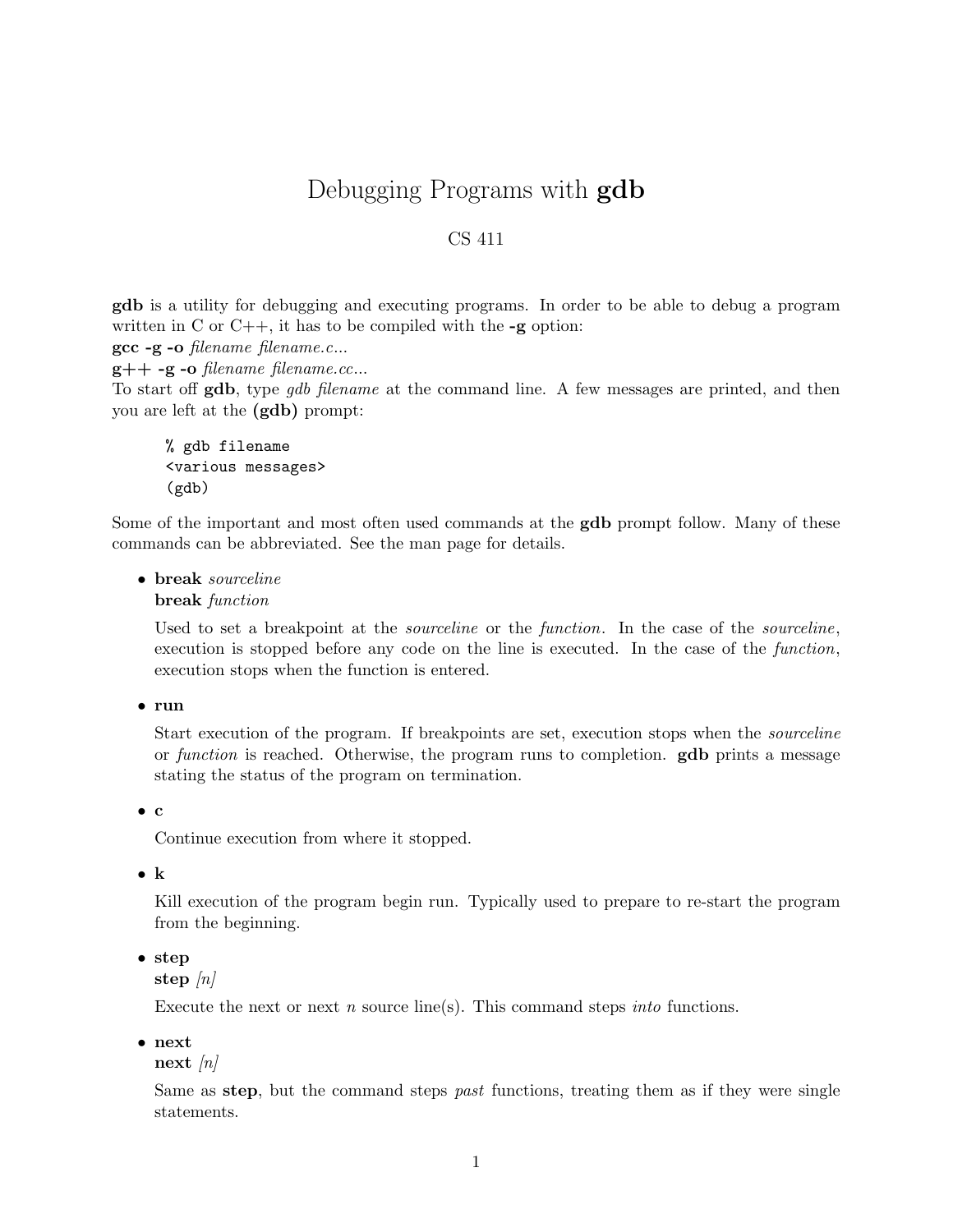# Debugging Programs with **gdb**

CS 411

**gdb** is a utility for debugging and executing programs. In order to be able to debug a program written in C or C++, it has to be compiled with the **-g** option:
**gcc -g -o** *filename filename.c...*
**g++ -g -o** *filename filename.cc...*
To start off **gdb**, type *gdb filename* at the command line. A few messages are printed, and then you are left at the **(gdb)** prompt:

```
% gdb filename
<various messages>
(gdb)
```

Some of the important and most often used commands at the **gdb** prompt follow. Many of these commands can be abbreviated. See the man page for details.

- **break** *sourceline*
  **break** *function*

  Used to set a breakpoint at the *sourceline* or the *function*. In the case of the *sourceline*, execution is stopped before any code on the line is executed. In the case of the *function*, execution stops when the function is entered.

- **run**

  Start execution of the program. If breakpoints are set, execution stops when the *sourceline* or *function* is reached. Otherwise, the program runs to completion. **gdb** prints a message stating the status of the program on termination.

- **c**

  Continue execution from where it stopped.

- **k**

  Kill execution of the program begin run. Typically used to prepare to re-start the program from the beginning.

- **step**
  **step** *[n]*

  Execute the next or next *n* source line(s). This command steps *into* functions.

- **next**
  **next** *[n]*

  Same as **step**, but the command steps *past* functions, treating them as if they were single statements.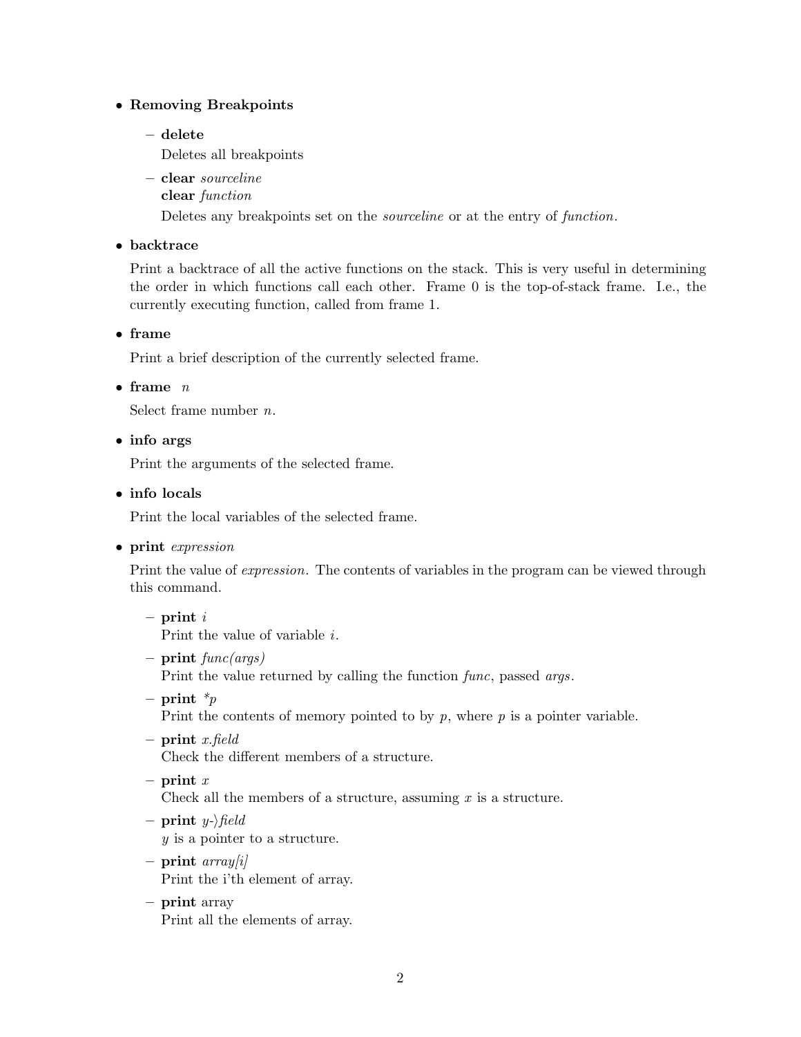- **Removing Breakpoints**
  - **delete**
    Deletes all breakpoints
  - **clear** *sourceline*
    **clear** *function*
    Deletes any breakpoints set on the *sourceline* or at the entry of *function*.
- **backtrace**

  Print a backtrace of all the active functions on the stack. This is very useful in determining the order in which functions call each other. Frame 0 is the top-of-stack frame. I.e., the currently executing function, called from frame 1.
- **frame**

  Print a brief description of the currently selected frame.
- **frame** *n*

  Select frame number *n*.
- **info args**

  Print the arguments of the selected frame.
- **info locals**

  Print the local variables of the selected frame.
- **print** *expression*

  Print the value of *expression*. The contents of variables in the program can be viewed through this command.
  - **print** *i*
    Print the value of variable *i*.
  - **print** *func(args)*
    Print the value returned by calling the function *func*, passed *args*.
  - **print** *\*p*
    Print the contents of memory pointed to by *p*, where *p* is a pointer variable.
  - **print** *x.field*
    Check the different members of a structure.
  - **print** *x*
    Check all the members of a structure, assuming *x* is a structure.
  - **print** *y->field*
    *y* is a pointer to a structure.
  - **print** *array[i]*
    Print the i'th element of array.
  - **print** array
    Print all the elements of array.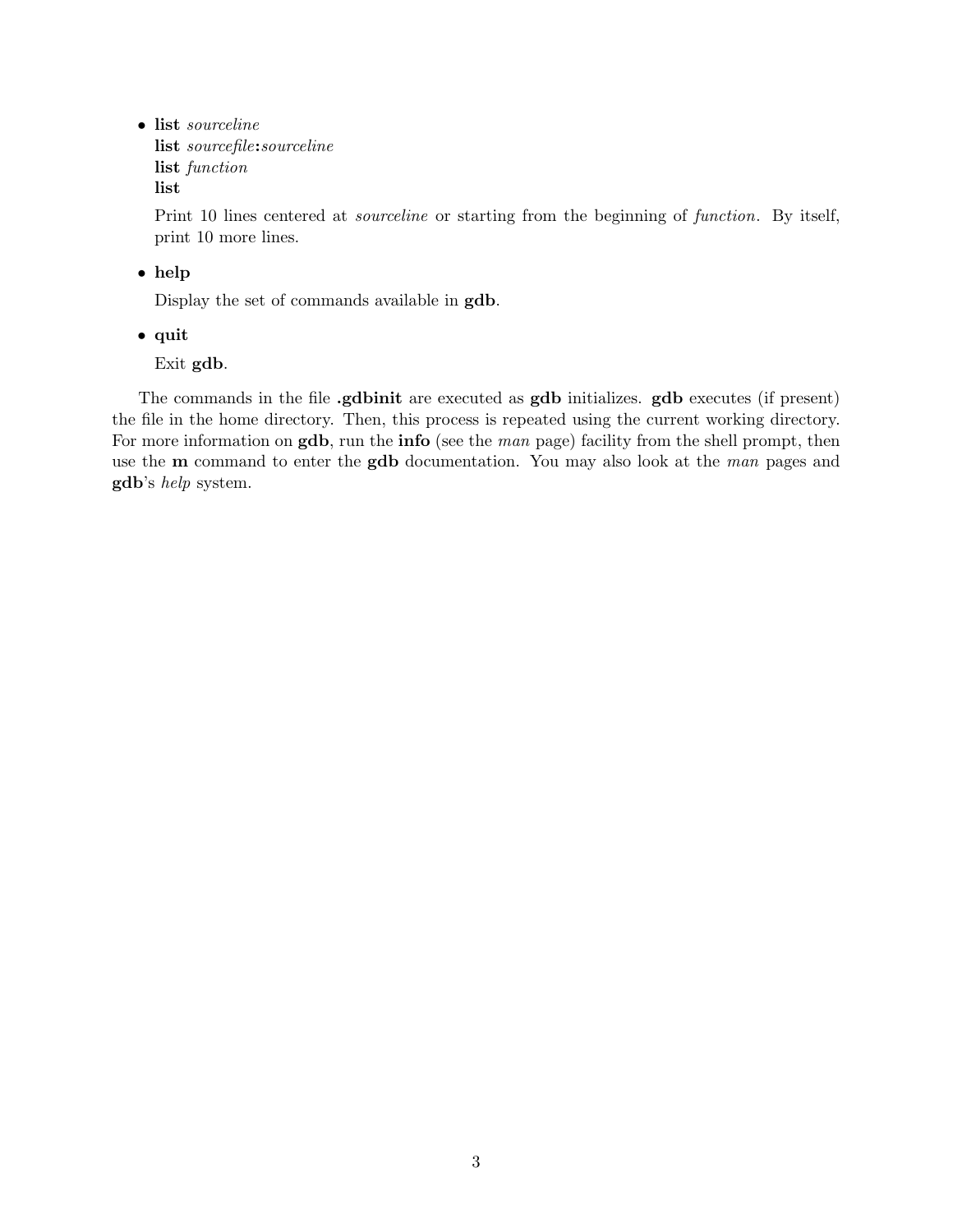- **list** *sourceline*
  **list** *sourcefile***:***sourceline*
  **list** *function*
  **list**

  Print 10 lines centered at *sourceline* or starting from the beginning of *function*. By itself, print 10 more lines.

- **help**

  Display the set of commands available in **gdb**.

- **quit**

  Exit **gdb**.

The commands in the file **.gdbinit** are executed as **gdb** initializes. **gdb** executes (if present) the file in the home directory. Then, this process is repeated using the current working directory. For more information on **gdb**, run the **info** (see the *man* page) facility from the shell prompt, then use the **m** command to enter the **gdb** documentation. You may also look at the *man* pages and **gdb**'s *help* system.